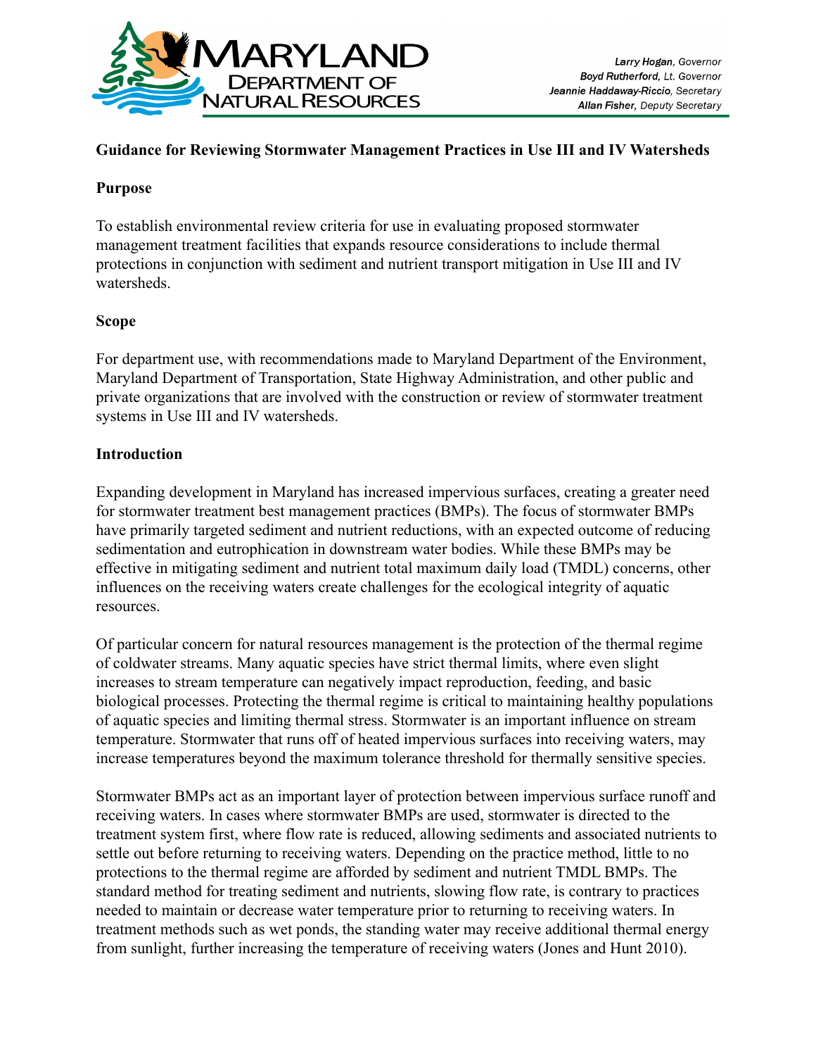MARYLAND DEPARTMENT OF NATURAL RESOURCES

*Larry Hogan*, Governor
*Boyd Rutherford*, Lt. Governor
*Jeannie Haddaway-Riccio*, Secretary
*Allan Fisher*, Deputy Secretary

# Guidance for Reviewing Stormwater Management Practices in Use III and IV Watersheds

## Purpose

To establish environmental review criteria for use in evaluating proposed stormwater management treatment facilities that expands resource considerations to include thermal protections in conjunction with sediment and nutrient transport mitigation in Use III and IV watersheds.

## Scope

For department use, with recommendations made to Maryland Department of the Environment, Maryland Department of Transportation, State Highway Administration, and other public and private organizations that are involved with the construction or review of stormwater treatment systems in Use III and IV watersheds.

## Introduction

Expanding development in Maryland has increased impervious surfaces, creating a greater need for stormwater treatment best management practices (BMPs). The focus of stormwater BMPs have primarily targeted sediment and nutrient reductions, with an expected outcome of reducing sedimentation and eutrophication in downstream water bodies. While these BMPs may be effective in mitigating sediment and nutrient total maximum daily load (TMDL) concerns, other influences on the receiving waters create challenges for the ecological integrity of aquatic resources.

Of particular concern for natural resources management is the protection of the thermal regime of coldwater streams. Many aquatic species have strict thermal limits, where even slight increases to stream temperature can negatively impact reproduction, feeding, and basic biological processes. Protecting the thermal regime is critical to maintaining healthy populations of aquatic species and limiting thermal stress. Stormwater is an important influence on stream temperature. Stormwater that runs off of heated impervious surfaces into receiving waters, may increase temperatures beyond the maximum tolerance threshold for thermally sensitive species.

Stormwater BMPs act as an important layer of protection between impervious surface runoff and receiving waters. In cases where stormwater BMPs are used, stormwater is directed to the treatment system first, where flow rate is reduced, allowing sediments and associated nutrients to settle out before returning to receiving waters. Depending on the practice method, little to no protections to the thermal regime are afforded by sediment and nutrient TMDL BMPs. The standard method for treating sediment and nutrients, slowing flow rate, is contrary to practices needed to maintain or decrease water temperature prior to returning to receiving waters. In treatment methods such as wet ponds, the standing water may receive additional thermal energy from sunlight, further increasing the temperature of receiving waters (Jones and Hunt 2010).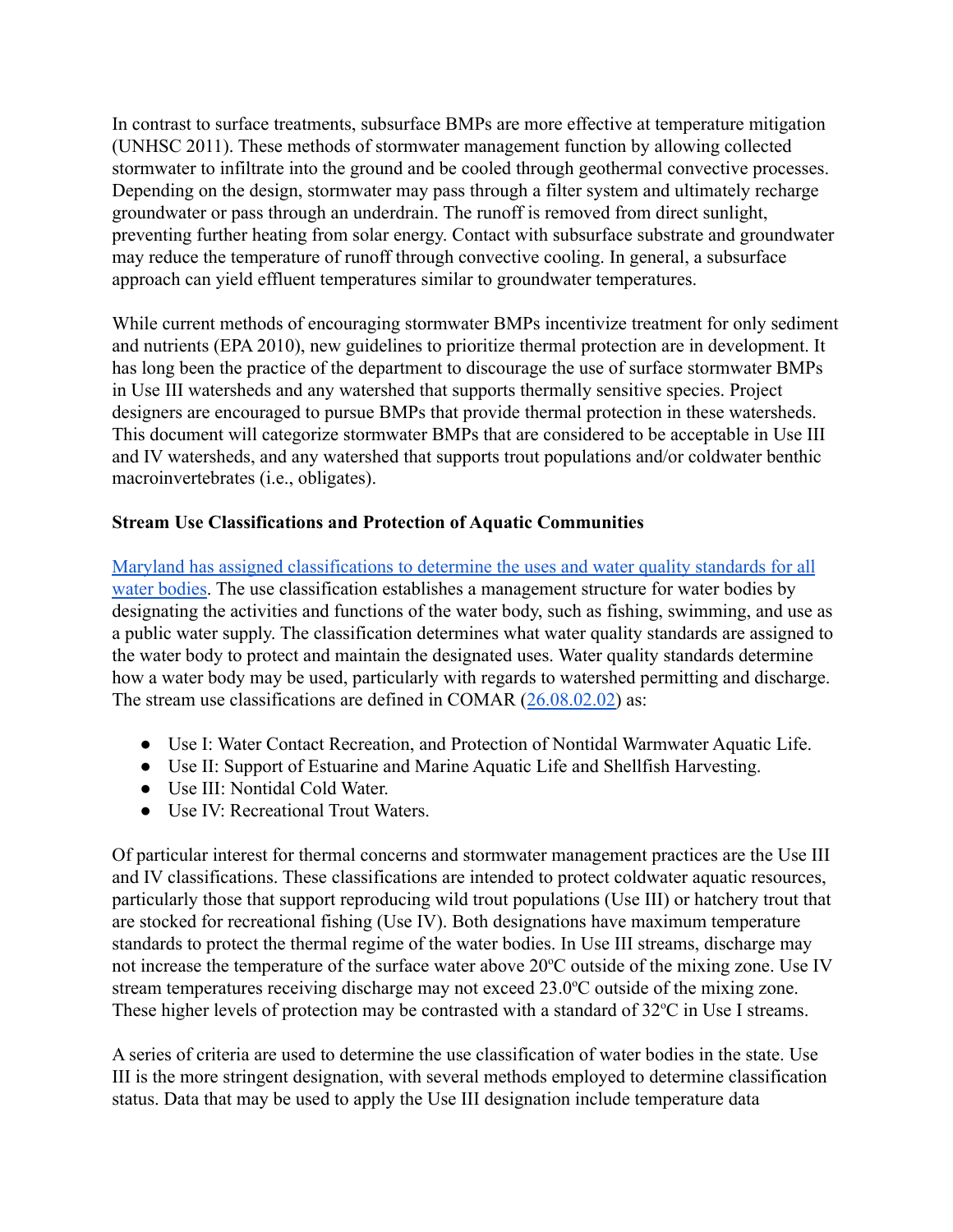In contrast to surface treatments, subsurface BMPs are more effective at temperature mitigation (UNHSC 2011). These methods of stormwater management function by allowing collected stormwater to infiltrate into the ground and be cooled through geothermal convective processes. Depending on the design, stormwater may pass through a filter system and ultimately recharge groundwater or pass through an underdrain. The runoff is removed from direct sunlight, preventing further heating from solar energy. Contact with subsurface substrate and groundwater may reduce the temperature of runoff through convective cooling. In general, a subsurface approach can yield effluent temperatures similar to groundwater temperatures.

While current methods of encouraging stormwater BMPs incentivize treatment for only sediment and nutrients (EPA 2010), new guidelines to prioritize thermal protection are in development. It has long been the practice of the department to discourage the use of surface stormwater BMPs in Use III watersheds and any watershed that supports thermally sensitive species. Project designers are encouraged to pursue BMPs that provide thermal protection in these watersheds. This document will categorize stormwater BMPs that are considered to be acceptable in Use III and IV watersheds, and any watershed that supports trout populations and/or coldwater benthic macroinvertebrates (i.e., obligates).

**Stream Use Classifications and Protection of Aquatic Communities**

[Maryland has assigned classifications to determine the uses and water quality standards for all water bodies](). The use classification establishes a management structure for water bodies by designating the activities and functions of the water body, such as fishing, swimming, and use as a public water supply. The classification determines what water quality standards are assigned to the water body to protect and maintain the designated uses. Water quality standards determine how a water body may be used, particularly with regards to watershed permitting and discharge. The stream use classifications are defined in COMAR ([26.08.02.02]()) as:

- Use I: Water Contact Recreation, and Protection of Nontidal Warmwater Aquatic Life.
- Use II: Support of Estuarine and Marine Aquatic Life and Shellfish Harvesting.
- Use III: Nontidal Cold Water.
- Use IV: Recreational Trout Waters.

Of particular interest for thermal concerns and stormwater management practices are the Use III and IV classifications. These classifications are intended to protect coldwater aquatic resources, particularly those that support reproducing wild trout populations (Use III) or hatchery trout that are stocked for recreational fishing (Use IV). Both designations have maximum temperature standards to protect the thermal regime of the water bodies. In Use III streams, discharge may not increase the temperature of the surface water above 20ºC outside of the mixing zone. Use IV stream temperatures receiving discharge may not exceed 23.0ºC outside of the mixing zone. These higher levels of protection may be contrasted with a standard of 32ºC in Use I streams.

A series of criteria are used to determine the use classification of water bodies in the state. Use III is the more stringent designation, with several methods employed to determine classification status. Data that may be used to apply the Use III designation include temperature data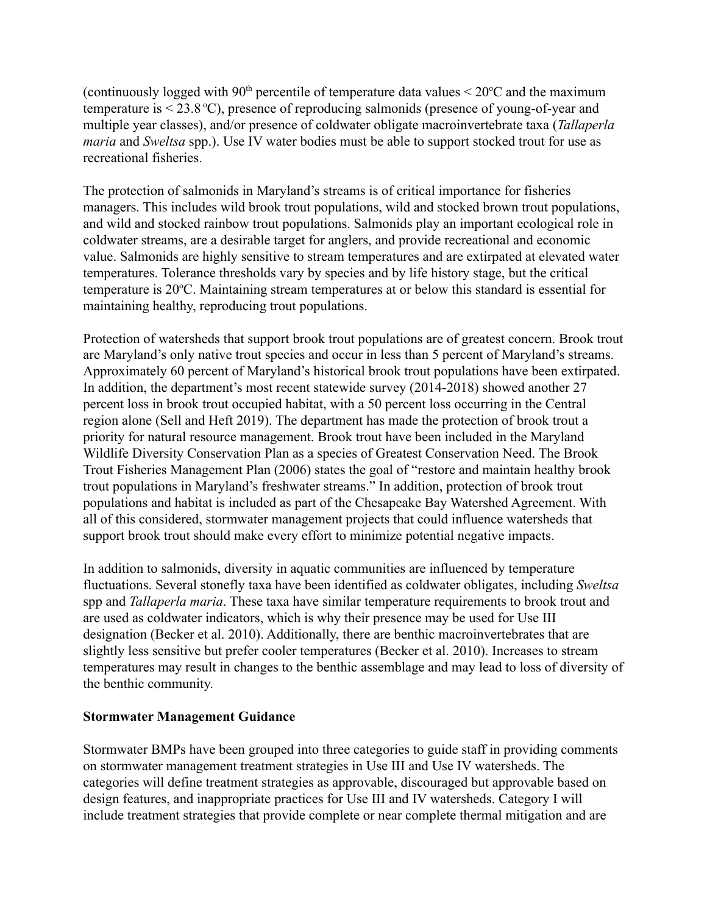(continuously logged with 90th percentile of temperature data values < 20ºC and the maximum temperature is < 23.8 ºC), presence of reproducing salmonids (presence of young-of-year and multiple year classes), and/or presence of coldwater obligate macroinvertebrate taxa (*Tallaperla maria* and *Sweltsa* spp.). Use IV water bodies must be able to support stocked trout for use as recreational fisheries.

The protection of salmonids in Maryland's streams is of critical importance for fisheries managers. This includes wild brook trout populations, wild and stocked brown trout populations, and wild and stocked rainbow trout populations. Salmonids play an important ecological role in coldwater streams, are a desirable target for anglers, and provide recreational and economic value. Salmonids are highly sensitive to stream temperatures and are extirpated at elevated water temperatures. Tolerance thresholds vary by species and by life history stage, but the critical temperature is 20ºC. Maintaining stream temperatures at or below this standard is essential for maintaining healthy, reproducing trout populations.

Protection of watersheds that support brook trout populations are of greatest concern. Brook trout are Maryland's only native trout species and occur in less than 5 percent of Maryland's streams. Approximately 60 percent of Maryland's historical brook trout populations have been extirpated. In addition, the department's most recent statewide survey (2014-2018) showed another 27 percent loss in brook trout occupied habitat, with a 50 percent loss occurring in the Central region alone (Sell and Heft 2019). The department has made the protection of brook trout a priority for natural resource management. Brook trout have been included in the Maryland Wildlife Diversity Conservation Plan as a species of Greatest Conservation Need. The Brook Trout Fisheries Management Plan (2006) states the goal of "restore and maintain healthy brook trout populations in Maryland's freshwater streams." In addition, protection of brook trout populations and habitat is included as part of the Chesapeake Bay Watershed Agreement. With all of this considered, stormwater management projects that could influence watersheds that support brook trout should make every effort to minimize potential negative impacts.

In addition to salmonids, diversity in aquatic communities are influenced by temperature fluctuations. Several stonefly taxa have been identified as coldwater obligates, including *Sweltsa* spp and *Tallaperla maria*. These taxa have similar temperature requirements to brook trout and are used as coldwater indicators, which is why their presence may be used for Use III designation (Becker et al. 2010). Additionally, there are benthic macroinvertebrates that are slightly less sensitive but prefer cooler temperatures (Becker et al. 2010). Increases to stream temperatures may result in changes to the benthic assemblage and may lead to loss of diversity of the benthic community.

**Stormwater Management Guidance**

Stormwater BMPs have been grouped into three categories to guide staff in providing comments on stormwater management treatment strategies in Use III and Use IV watersheds. The categories will define treatment strategies as approvable, discouraged but approvable based on design features, and inappropriate practices for Use III and IV watersheds. Category I will include treatment strategies that provide complete or near complete thermal mitigation and are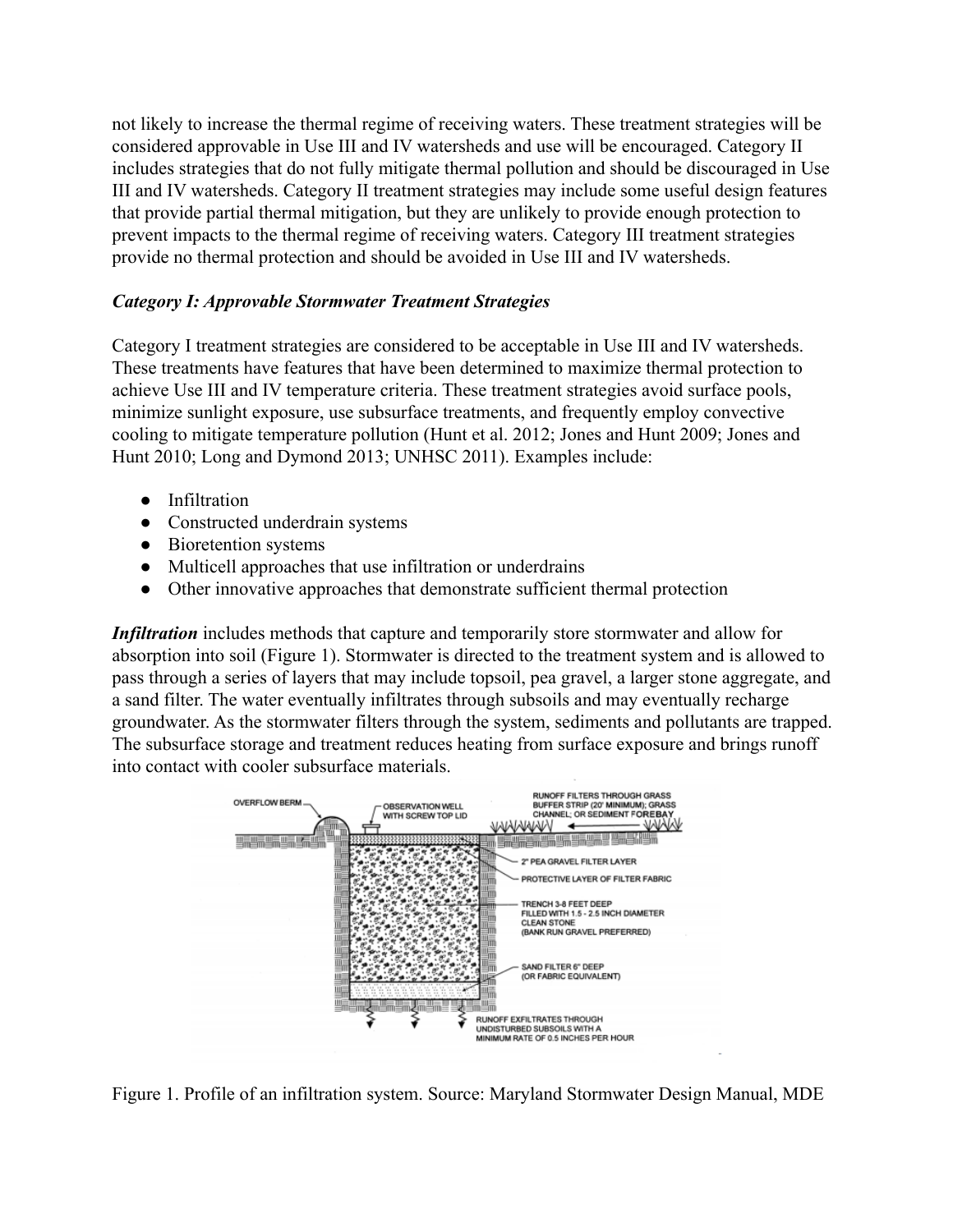not likely to increase the thermal regime of receiving waters. These treatment strategies will be considered approvable in Use III and IV watersheds and use will be encouraged. Category II includes strategies that do not fully mitigate thermal pollution and should be discouraged in Use III and IV watersheds. Category II treatment strategies may include some useful design features that provide partial thermal mitigation, but they are unlikely to provide enough protection to prevent impacts to the thermal regime of receiving waters. Category III treatment strategies provide no thermal protection and should be avoided in Use III and IV watersheds.

### *Category I: Approvable Stormwater Treatment Strategies*

Category I treatment strategies are considered to be acceptable in Use III and IV watersheds. These treatments have features that have been determined to maximize thermal protection to achieve Use III and IV temperature criteria. These treatment strategies avoid surface pools, minimize sunlight exposure, use subsurface treatments, and frequently employ convective cooling to mitigate temperature pollution (Hunt et al. 2012; Jones and Hunt 2009; Jones and Hunt 2010; Long and Dymond 2013; UNHSC 2011). Examples include:

- Infiltration
- Constructed underdrain systems
- Bioretention systems
- Multicell approaches that use infiltration or underdrains
- Other innovative approaches that demonstrate sufficient thermal protection

***Infiltration*** includes methods that capture and temporarily store stormwater and allow for absorption into soil (Figure 1). Stormwater is directed to the treatment system and is allowed to pass through a series of layers that may include topsoil, pea gravel, a larger stone aggregate, and a sand filter. The water eventually infiltrates through subsoils and may eventually recharge groundwater. As the stormwater filters through the system, sediments and pollutants are trapped. The subsurface storage and treatment reduces heating from surface exposure and brings runoff into contact with cooler subsurface materials.

Figure 1. Profile of an infiltration system. Source: Maryland Stormwater Design Manual, MDE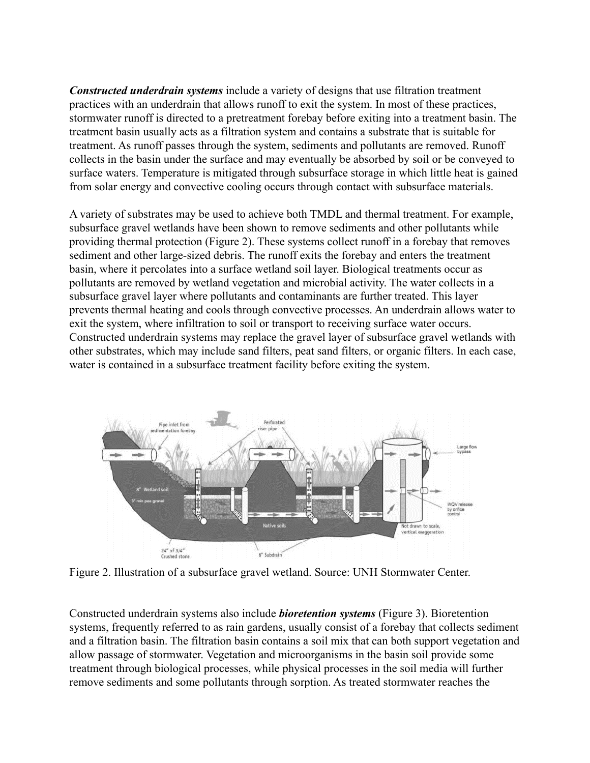***Constructed underdrain systems*** include a variety of designs that use filtration treatment practices with an underdrain that allows runoff to exit the system. In most of these practices, stormwater runoff is directed to a pretreatment forebay before exiting into a treatment basin. The treatment basin usually acts as a filtration system and contains a substrate that is suitable for treatment. As runoff passes through the system, sediments and pollutants are removed. Runoff collects in the basin under the surface and may eventually be absorbed by soil or be conveyed to surface waters. Temperature is mitigated through subsurface storage in which little heat is gained from solar energy and convective cooling occurs through contact with subsurface materials.

A variety of substrates may be used to achieve both TMDL and thermal treatment. For example, subsurface gravel wetlands have been shown to remove sediments and other pollutants while providing thermal protection (Figure 2). These systems collect runoff in a forebay that removes sediment and other large-sized debris. The runoff exits the forebay and enters the treatment basin, where it percolates into a surface wetland soil layer. Biological treatments occur as pollutants are removed by wetland vegetation and microbial activity. The water collects in a subsurface gravel layer where pollutants and contaminants are further treated. This layer prevents thermal heating and cools through convective processes. An underdrain allows water to exit the system, where infiltration to soil or transport to receiving surface water occurs. Constructed underdrain systems may replace the gravel layer of subsurface gravel wetlands with other substrates, which may include sand filters, peat sand filters, or organic filters. In each case, water is contained in a subsurface treatment facility before exiting the system.

Figure 2. Illustration of a subsurface gravel wetland. Source: UNH Stormwater Center.

Constructed underdrain systems also include ***bioretention systems*** (Figure 3). Bioretention systems, frequently referred to as rain gardens, usually consist of a forebay that collects sediment and a filtration basin. The filtration basin contains a soil mix that can both support vegetation and allow passage of stormwater. Vegetation and microorganisms in the basin soil provide some treatment through biological processes, while physical processes in the soil media will further remove sediments and some pollutants through sorption. As treated stormwater reaches the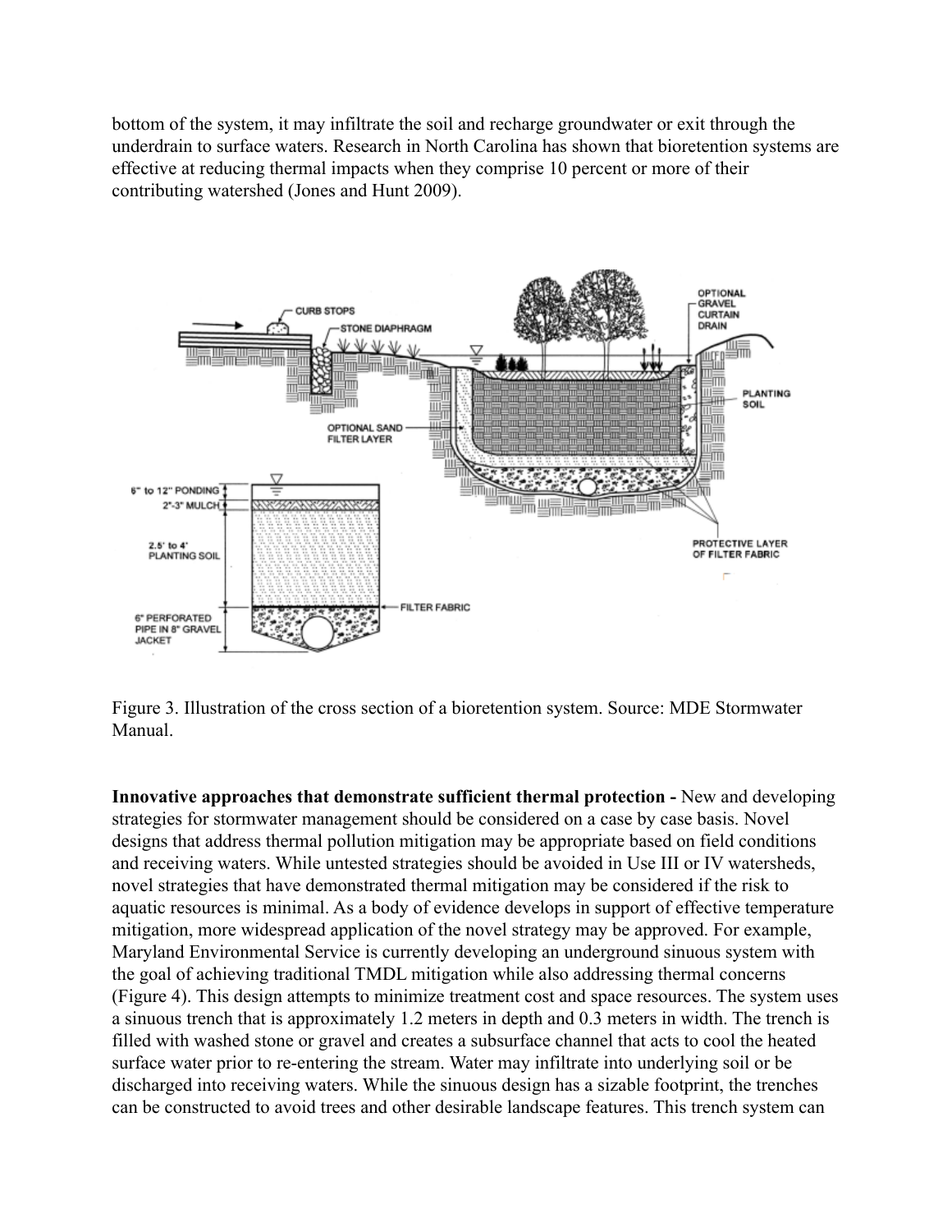bottom of the system, it may infiltrate the soil and recharge groundwater or exit through the underdrain to surface waters. Research in North Carolina has shown that bioretention systems are effective at reducing thermal impacts when they comprise 10 percent or more of their contributing watershed (Jones and Hunt 2009).

Figure 3. Illustration of the cross section of a bioretention system. Source: MDE Stormwater Manual.

**Innovative approaches that demonstrate sufficient thermal protection -** New and developing strategies for stormwater management should be considered on a case by case basis. Novel designs that address thermal pollution mitigation may be appropriate based on field conditions and receiving waters. While untested strategies should be avoided in Use III or IV watersheds, novel strategies that have demonstrated thermal mitigation may be considered if the risk to aquatic resources is minimal. As a body of evidence develops in support of effective temperature mitigation, more widespread application of the novel strategy may be approved. For example, Maryland Environmental Service is currently developing an underground sinuous system with the goal of achieving traditional TMDL mitigation while also addressing thermal concerns (Figure 4). This design attempts to minimize treatment cost and space resources. The system uses a sinuous trench that is approximately 1.2 meters in depth and 0.3 meters in width. The trench is filled with washed stone or gravel and creates a subsurface channel that acts to cool the heated surface water prior to re-entering the stream. Water may infiltrate into underlying soil or be discharged into receiving waters. While the sinuous design has a sizable footprint, the trenches can be constructed to avoid trees and other desirable landscape features. This trench system can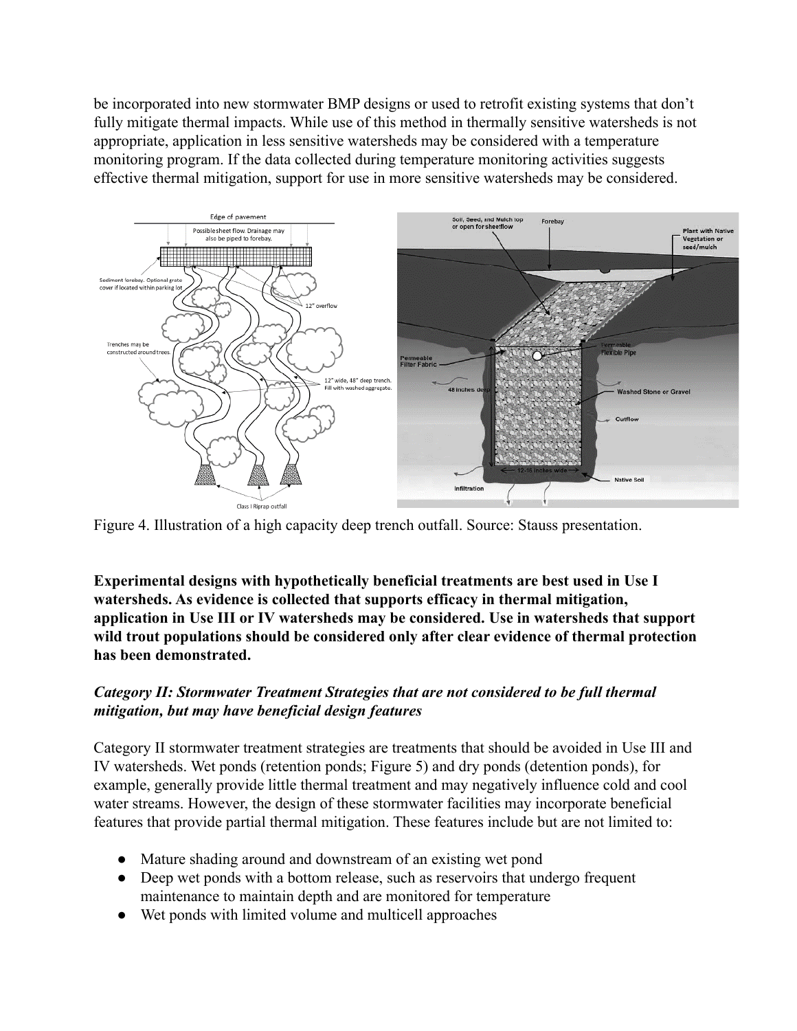be incorporated into new stormwater BMP designs or used to retrofit existing systems that don't fully mitigate thermal impacts. While use of this method in thermally sensitive watersheds is not appropriate, application in less sensitive watersheds may be considered with a temperature monitoring program. If the data collected during temperature monitoring activities suggests effective thermal mitigation, support for use in more sensitive watersheds may be considered.

Figure 4. Illustration of a high capacity deep trench outfall. Source: Stauss presentation.

**Experimental designs with hypothetically beneficial treatments are best used in Use I watersheds. As evidence is collected that supports efficacy in thermal mitigation, application in Use III or IV watersheds may be considered. Use in watersheds that support wild trout populations should be considered only after clear evidence of thermal protection has been demonstrated.**

### *Category II: Stormwater Treatment Strategies that are not considered to be full thermal mitigation, but may have beneficial design features*

Category II stormwater treatment strategies are treatments that should be avoided in Use III and IV watersheds. Wet ponds (retention ponds; Figure 5) and dry ponds (detention ponds), for example, generally provide little thermal treatment and may negatively influence cold and cool water streams. However, the design of these stormwater facilities may incorporate beneficial features that provide partial thermal mitigation. These features include but are not limited to:

- Mature shading around and downstream of an existing wet pond
- Deep wet ponds with a bottom release, such as reservoirs that undergo frequent maintenance to maintain depth and are monitored for temperature
- Wet ponds with limited volume and multicell approaches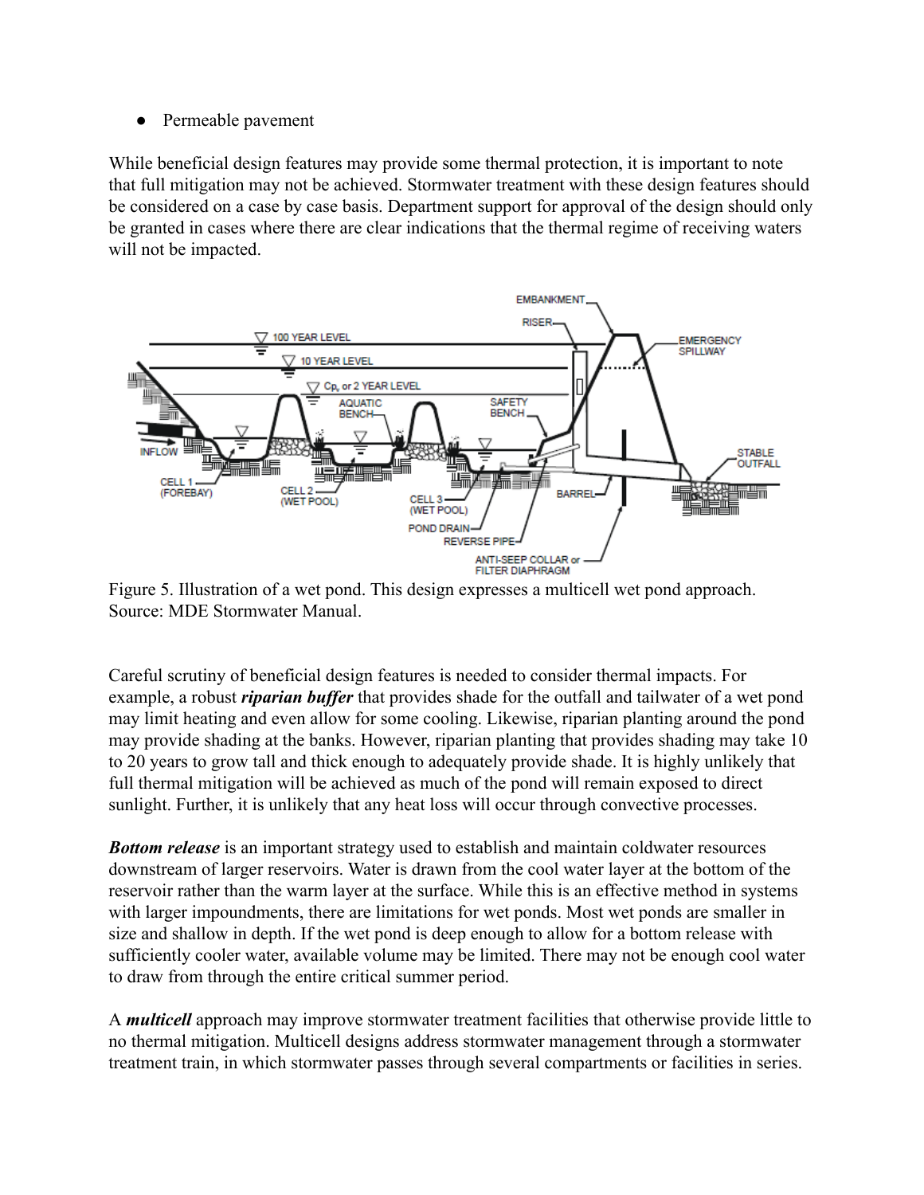- Permeable pavement

While beneficial design features may provide some thermal protection, it is important to note that full mitigation may not be achieved. Stormwater treatment with these design features should be considered on a case by case basis. Department support for approval of the design should only be granted in cases where there are clear indications that the thermal regime of receiving waters will not be impacted.

Figure 5. Illustration of a wet pond. This design expresses a multicell wet pond approach. Source: MDE Stormwater Manual.

Careful scrutiny of beneficial design features is needed to consider thermal impacts. For example, a robust ***riparian buffer*** that provides shade for the outfall and tailwater of a wet pond may limit heating and even allow for some cooling. Likewise, riparian planting around the pond may provide shading at the banks. However, riparian planting that provides shading may take 10 to 20 years to grow tall and thick enough to adequately provide shade. It is highly unlikely that full thermal mitigation will be achieved as much of the pond will remain exposed to direct sunlight. Further, it is unlikely that any heat loss will occur through convective processes.

***Bottom release*** is an important strategy used to establish and maintain coldwater resources downstream of larger reservoirs. Water is drawn from the cool water layer at the bottom of the reservoir rather than the warm layer at the surface. While this is an effective method in systems with larger impoundments, there are limitations for wet ponds. Most wet ponds are smaller in size and shallow in depth. If the wet pond is deep enough to allow for a bottom release with sufficiently cooler water, available volume may be limited. There may not be enough cool water to draw from through the entire critical summer period.

A ***multicell*** approach may improve stormwater treatment facilities that otherwise provide little to no thermal mitigation. Multicell designs address stormwater management through a stormwater treatment train, in which stormwater passes through several compartments or facilities in series.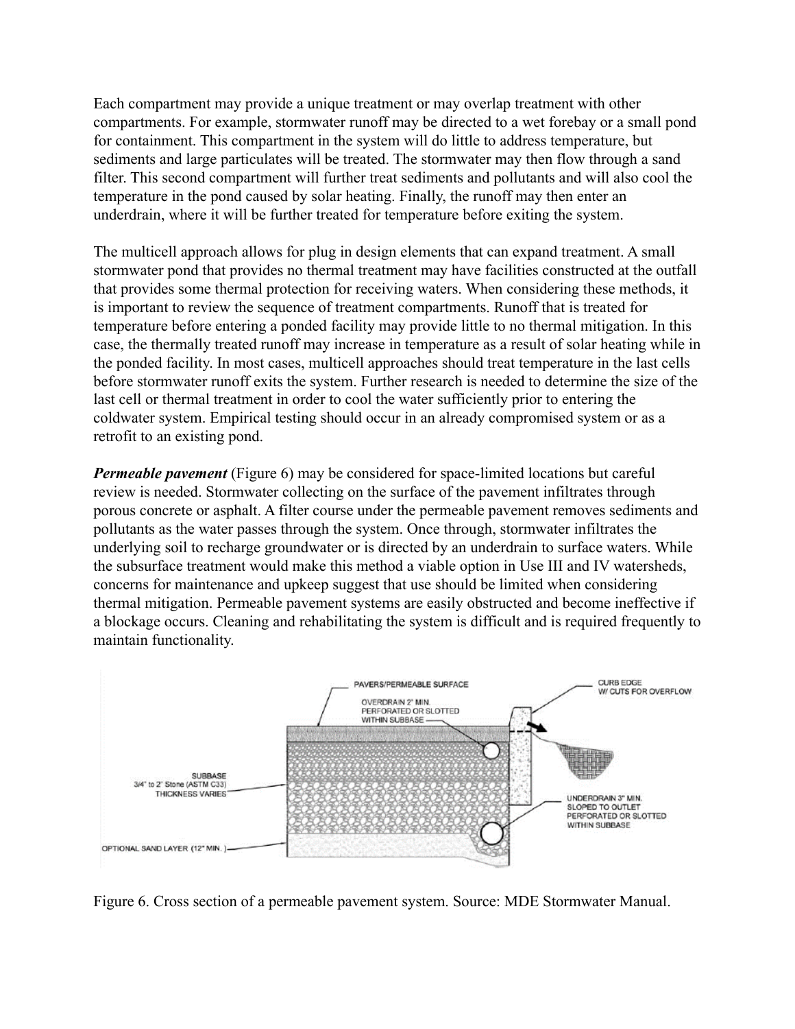Each compartment may provide a unique treatment or may overlap treatment with other compartments. For example, stormwater runoff may be directed to a wet forebay or a small pond for containment. This compartment in the system will do little to address temperature, but sediments and large particulates will be treated. The stormwater may then flow through a sand filter. This second compartment will further treat sediments and pollutants and will also cool the temperature in the pond caused by solar heating. Finally, the runoff may then enter an underdrain, where it will be further treated for temperature before exiting the system.

The multicell approach allows for plug in design elements that can expand treatment. A small stormwater pond that provides no thermal treatment may have facilities constructed at the outfall that provides some thermal protection for receiving waters. When considering these methods, it is important to review the sequence of treatment compartments. Runoff that is treated for temperature before entering a ponded facility may provide little to no thermal mitigation. In this case, the thermally treated runoff may increase in temperature as a result of solar heating while in the ponded facility. In most cases, multicell approaches should treat temperature in the last cells before stormwater runoff exits the system. Further research is needed to determine the size of the last cell or thermal treatment in order to cool the water sufficiently prior to entering the coldwater system. Empirical testing should occur in an already compromised system or as a retrofit to an existing pond.

***Permeable pavement*** (Figure 6) may be considered for space-limited locations but careful review is needed. Stormwater collecting on the surface of the pavement infiltrates through porous concrete or asphalt. A filter course under the permeable pavement removes sediments and pollutants as the water passes through the system. Once through, stormwater infiltrates the underlying soil to recharge groundwater or is directed by an underdrain to surface waters. While the subsurface treatment would make this method a viable option in Use III and IV watersheds, concerns for maintenance and upkeep suggest that use should be limited when considering thermal mitigation. Permeable pavement systems are easily obstructed and become ineffective if a blockage occurs. Cleaning and rehabilitating the system is difficult and is required frequently to maintain functionality.

Figure 6. Cross section of a permeable pavement system. Source: MDE Stormwater Manual.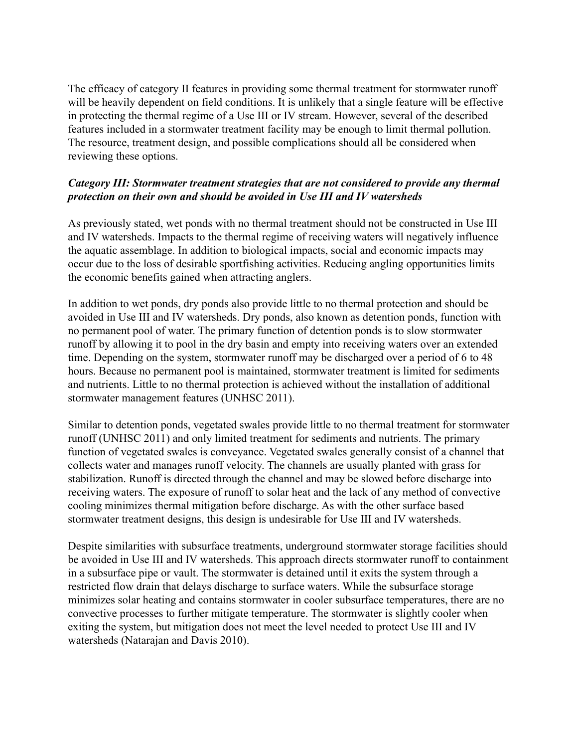The efficacy of category II features in providing some thermal treatment for stormwater runoff will be heavily dependent on field conditions. It is unlikely that a single feature will be effective in protecting the thermal regime of a Use III or IV stream. However, several of the described features included in a stormwater treatment facility may be enough to limit thermal pollution. The resource, treatment design, and possible complications should all be considered when reviewing these options.

***Category III: Stormwater treatment strategies that are not considered to provide any thermal protection on their own and should be avoided in Use III and IV watersheds***

As previously stated, wet ponds with no thermal treatment should not be constructed in Use III and IV watersheds. Impacts to the thermal regime of receiving waters will negatively influence the aquatic assemblage. In addition to biological impacts, social and economic impacts may occur due to the loss of desirable sportfishing activities. Reducing angling opportunities limits the economic benefits gained when attracting anglers.

In addition to wet ponds, dry ponds also provide little to no thermal protection and should be avoided in Use III and IV watersheds. Dry ponds, also known as detention ponds, function with no permanent pool of water. The primary function of detention ponds is to slow stormwater runoff by allowing it to pool in the dry basin and empty into receiving waters over an extended time. Depending on the system, stormwater runoff may be discharged over a period of 6 to 48 hours. Because no permanent pool is maintained, stormwater treatment is limited for sediments and nutrients. Little to no thermal protection is achieved without the installation of additional stormwater management features (UNHSC 2011).

Similar to detention ponds, vegetated swales provide little to no thermal treatment for stormwater runoff (UNHSC 2011) and only limited treatment for sediments and nutrients. The primary function of vegetated swales is conveyance. Vegetated swales generally consist of a channel that collects water and manages runoff velocity. The channels are usually planted with grass for stabilization. Runoff is directed through the channel and may be slowed before discharge into receiving waters. The exposure of runoff to solar heat and the lack of any method of convective cooling minimizes thermal mitigation before discharge. As with the other surface based stormwater treatment designs, this design is undesirable for Use III and IV watersheds.

Despite similarities with subsurface treatments, underground stormwater storage facilities should be avoided in Use III and IV watersheds. This approach directs stormwater runoff to containment in a subsurface pipe or vault. The stormwater is detained until it exits the system through a restricted flow drain that delays discharge to surface waters. While the subsurface storage minimizes solar heating and contains stormwater in cooler subsurface temperatures, there are no convective processes to further mitigate temperature. The stormwater is slightly cooler when exiting the system, but mitigation does not meet the level needed to protect Use III and IV watersheds (Natarajan and Davis 2010).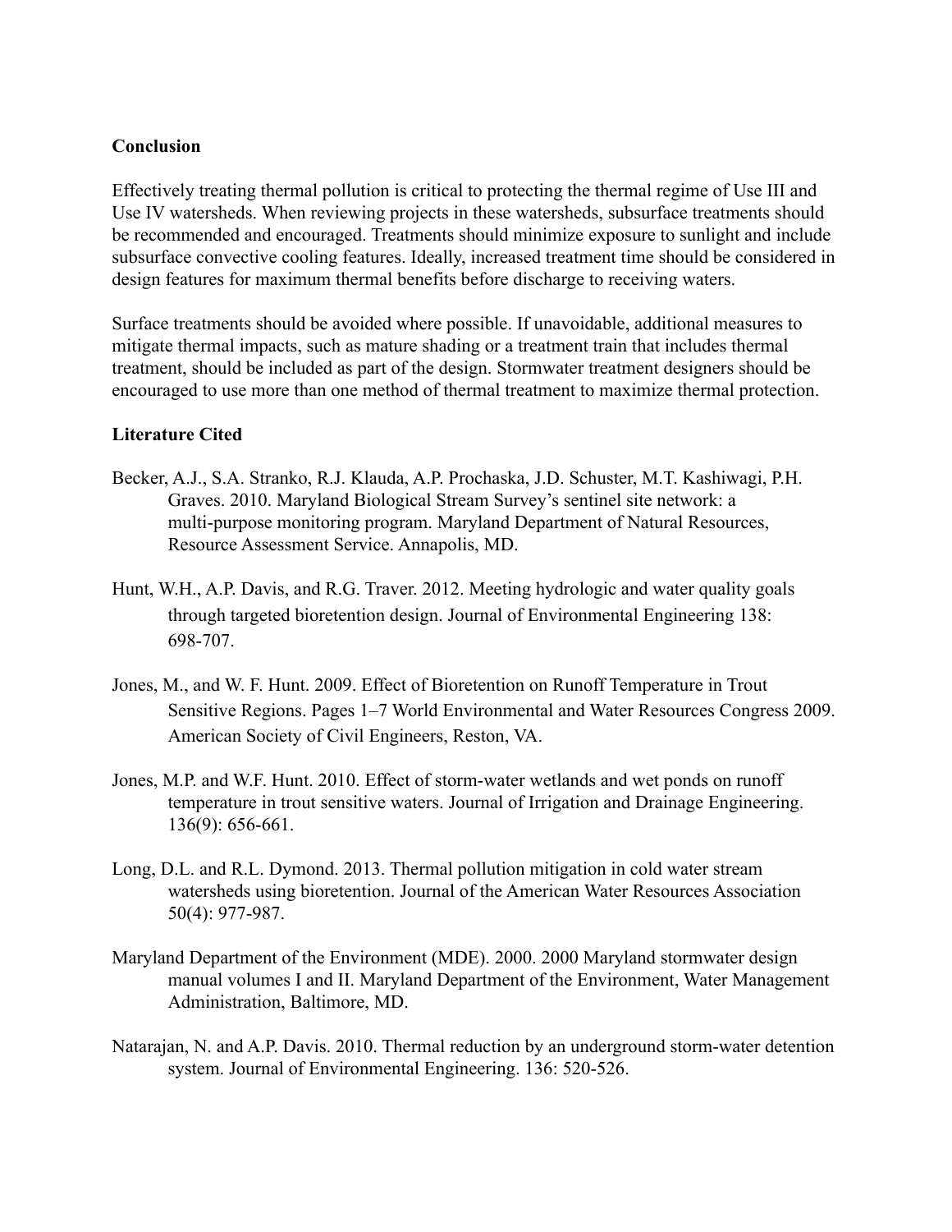**Conclusion**

Effectively treating thermal pollution is critical to protecting the thermal regime of Use III and Use IV watersheds. When reviewing projects in these watersheds, subsurface treatments should be recommended and encouraged. Treatments should minimize exposure to sunlight and include subsurface convective cooling features. Ideally, increased treatment time should be considered in design features for maximum thermal benefits before discharge to receiving waters.

Surface treatments should be avoided where possible. If unavoidable, additional measures to mitigate thermal impacts, such as mature shading or a treatment train that includes thermal treatment, should be included as part of the design. Stormwater treatment designers should be encouraged to use more than one method of thermal treatment to maximize thermal protection.

**Literature Cited**

Becker, A.J., S.A. Stranko, R.J. Klauda, A.P. Prochaska, J.D. Schuster, M.T. Kashiwagi, P.H. Graves. 2010. Maryland Biological Stream Survey's sentinel site network: a multi-purpose monitoring program. Maryland Department of Natural Resources, Resource Assessment Service. Annapolis, MD.

Hunt, W.H., A.P. Davis, and R.G. Traver. 2012. Meeting hydrologic and water quality goals through targeted bioretention design. Journal of Environmental Engineering 138: 698-707.

Jones, M., and W. F. Hunt. 2009. Effect of Bioretention on Runoff Temperature in Trout Sensitive Regions. Pages 1–7 World Environmental and Water Resources Congress 2009. American Society of Civil Engineers, Reston, VA.

Jones, M.P. and W.F. Hunt. 2010. Effect of storm-water wetlands and wet ponds on runoff temperature in trout sensitive waters. Journal of Irrigation and Drainage Engineering. 136(9): 656-661.

Long, D.L. and R.L. Dymond. 2013. Thermal pollution mitigation in cold water stream watersheds using bioretention. Journal of the American Water Resources Association 50(4): 977-987.

Maryland Department of the Environment (MDE). 2000. 2000 Maryland stormwater design manual volumes I and II. Maryland Department of the Environment, Water Management Administration, Baltimore, MD.

Natarajan, N. and A.P. Davis. 2010. Thermal reduction by an underground storm-water detention system. Journal of Environmental Engineering. 136: 520-526.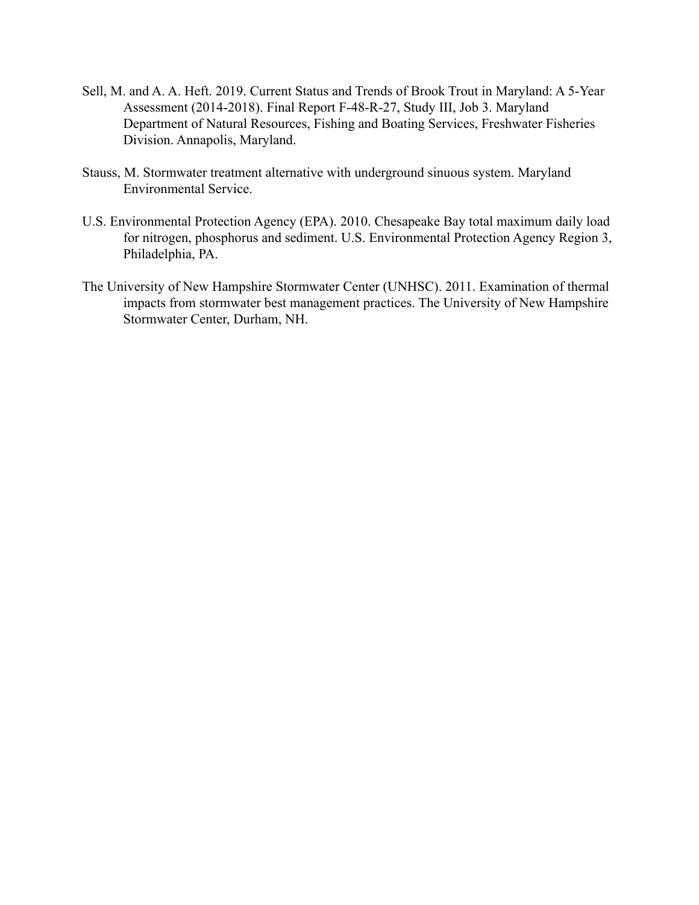Sell, M. and A. A. Heft. 2019. Current Status and Trends of Brook Trout in Maryland: A 5-Year Assessment (2014-2018). Final Report F-48-R-27, Study III, Job 3. Maryland Department of Natural Resources, Fishing and Boating Services, Freshwater Fisheries Division. Annapolis, Maryland.

Stauss, M. Stormwater treatment alternative with underground sinuous system. Maryland Environmental Service.

U.S. Environmental Protection Agency (EPA). 2010. Chesapeake Bay total maximum daily load for nitrogen, phosphorus and sediment. U.S. Environmental Protection Agency Region 3, Philadelphia, PA.

The University of New Hampshire Stormwater Center (UNHSC). 2011. Examination of thermal impacts from stormwater best management practices. The University of New Hampshire Stormwater Center, Durham, NH.